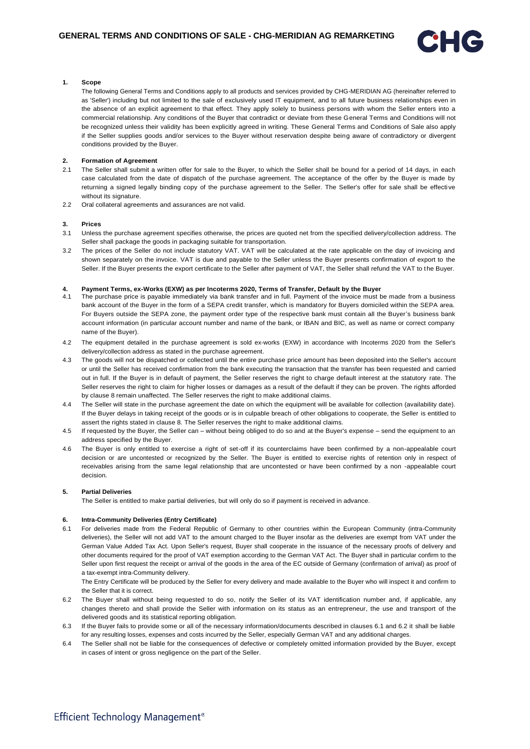# GENERAL TERMS AND CONDITIONS OF SALE - CHG-MERIDIAN AG REMARKETING

## 1. Scope

The following General Terms and Conditions apply to all products and services provided by CHG-MERIDIAN AG (hereinafter referred to as 'Seller') including but not limited to the sale of exclusively used IT equipment, and to all future business relationships even in the absence of an explicit agreement to that effect. They apply solely to business persons with whom the Seller enters into a commercial relationship. Any conditions of the Buyer that contradict or deviate from these General Terms and Conditions will not be recognized unless their validity has been explicitly agreed in writing. These General Terms and Conditions of Sale also apply if the Seller supplies goods and/or services to the Buyer without reservation despite being aware of contradictory or divergent conditions provided by the Buyer.

## 2. Formation of Agreement

2.1 The Seller shall submit a written offer for sale to the Buyer, to which the Seller shall be bound for a period of 14 days, in each case calculated from the date of dispatch of the purchase agreement. The acceptance of the offer by the Buyer is made by returning a signed legally binding copy of the purchase agreement to the Seller. The Seller's offer for sale shall be effective without its signature.

2.2 Oral collateral agreements and assurances are not valid.

## 3. Prices

3.1 Unless the purchase agreement specifies otherwise, the prices are quoted net from the specified delivery/collection address. The Seller shall package the goods in packaging suitable for transportation.

3.2 The prices of the Seller do not include statutory VAT. VAT will be calculated at the rate applicable on the day of invoicing and shown separately on the invoice. VAT is due and payable to the Seller unless the Buyer presents confirmation of export to the Seller. If the Buyer presents the export certificate to the Seller after payment of VAT, the Seller shall refund the VAT to the Buyer.

## 4. Payment Terms, ex-Works (EXW) as per Incoterms 2020, Terms of Transfer, Default by the Buyer

4.1 The purchase price is payable immediately via bank transfer and in full. Payment of the invoice must be made from a business bank account of the Buyer in the form of a SEPA credit transfer, which is mandatory for Buyers domiciled within the SEPA area. For Buyers outside the SEPA zone, the payment order type of the respective bank must contain all the Buyer's business bank account information (in particular account number and name of the bank, or IBAN and BIC, as well as name or correct company name of the Buyer).

4.2 The equipment detailed in the purchase agreement is sold ex-works (EXW) in accordance with Incoterms 2020 from the Seller's delivery/collection address as stated in the purchase agreement.

4.3 The goods will not be dispatched or collected until the entire purchase price amount has been deposited into the Seller's account or until the Seller has received confirmation from the bank executing the transaction that the transfer has been requested and carried out in full. If the Buyer is in default of payment, the Seller reserves the right to charge default interest at the statutory rate. The Seller reserves the right to claim for higher losses or damages as a result of the default if they can be proven. The rights afforded by clause 8 remain unaffected. The Seller reserves the right to make additional claims.

4.4 The Seller will state in the purchase agreement the date on which the equipment will be available for collection (availability date). If the Buyer delays in taking receipt of the goods or is in culpable breach of other obligations to cooperate, the Seller is entitled to assert the rights stated in clause 8. The Seller reserves the right to make additional claims.

4.5 If requested by the Buyer, the Seller can – without being obliged to do so and at the Buyer's expense – send the equipment to an address specified by the Buyer.

4.6 The Buyer is only entitled to exercise a right of set-off if its counterclaims have been confirmed by a non-appealable court decision or are uncontested or recognized by the Seller. The Buyer is entitled to exercise rights of retention only in respect of receivables arising from the same legal relationship that are uncontested or have been confirmed by a non -appealable court decision.

## 5. Partial Deliveries

The Seller is entitled to make partial deliveries, but will only do so if payment is received in advance.

## 6. Intra-Community Deliveries (Entry Certificate)

6.1 For deliveries made from the Federal Republic of Germany to other countries within the European Community (intra-Community deliveries), the Seller will not add VAT to the amount charged to the Buyer insofar as the deliveries are exempt from VAT under the German Value Added Tax Act. Upon Seller's request, Buyer shall cooperate in the issuance of the necessary proofs of delivery and other documents required for the proof of VAT exemption according to the German VAT Act. The Buyer shall in particular confirm to the Seller upon first request the receipt or arrival of the goods in the area of the EC outside of Germany (confirmation of arrival) as proof of a tax-exempt intra-Community delivery.

The Entry Certificate will be produced by the Seller for every delivery and made available to the Buyer who will inspect it and confirm to the Seller that it is correct.

6.2 The Buyer shall without being requested to do so, notify the Seller of its VAT identification number and, if applicable, any changes thereto and shall provide the Seller with information on its status as an entrepreneur, the use and transport of the delivered goods and its statistical reporting obligation.

6.3 If the Buyer fails to provide some or all of the necessary information/documents described in clauses 6.1 and 6.2 it shall be liable for any resulting losses, expenses and costs incurred by the Seller, especially German VAT and any additional charges.

6.4 The Seller shall not be liable for the consequences of defective or completely omitted information provided by the Buyer, except in cases of intent or gross negligence on the part of the Seller.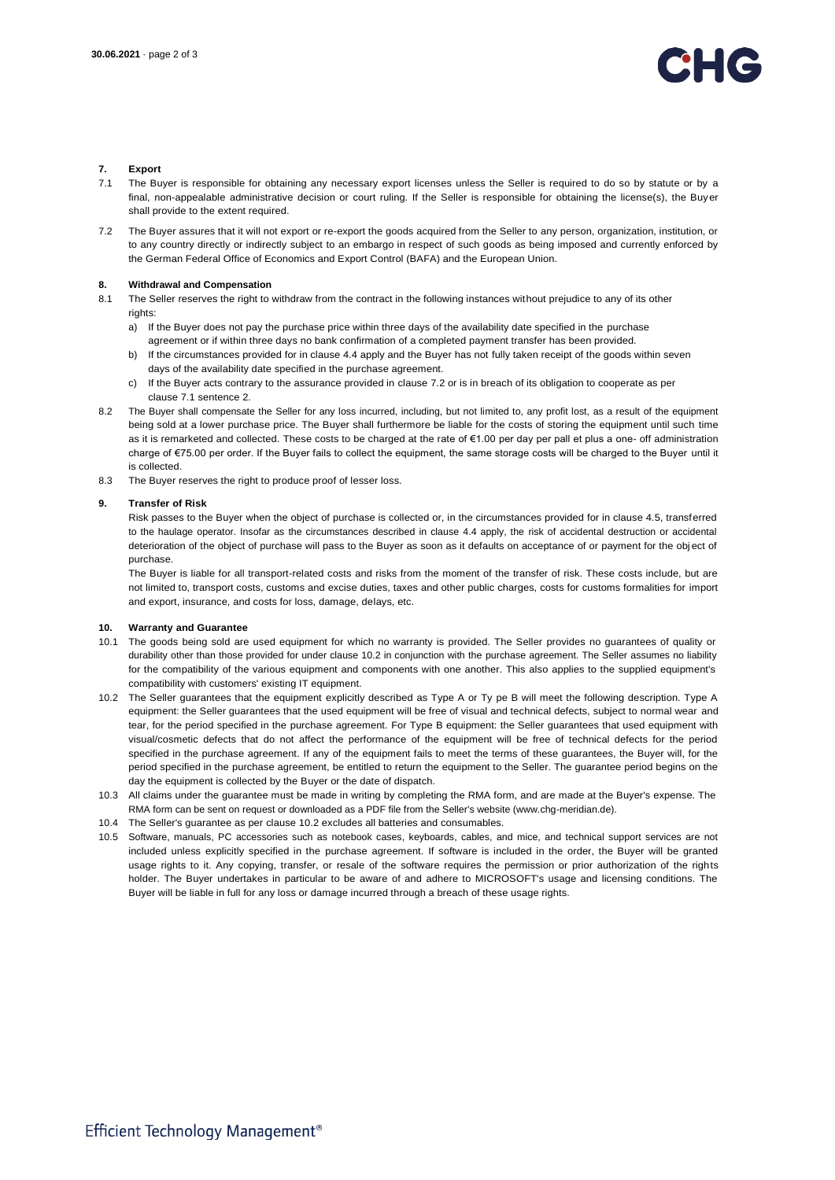## 7. Export

7.1 The Buyer is responsible for obtaining any necessary export licenses unless the Seller is required to do so by statute or by a final, non-appealable administrative decision or court ruling. If the Seller is responsible for obtaining the license(s), the Buyer shall provide to the extent required.

7.2 The Buyer assures that it will not export or re-export the goods acquired from the Seller to any person, organization, institution, or to any country directly or indirectly subject to an embargo in respect of such goods as being imposed and currently enforced by the German Federal Office of Economics and Export Control (BAFA) and the European Union.

## 8. Withdrawal and Compensation

8.1 The Seller reserves the right to withdraw from the contract in the following instances without prejudice to any of its other rights:

a) If the Buyer does not pay the purchase price within three days of the availability date specified in the purchase agreement or if within three days no bank confirmation of a completed payment transfer has been provided.

b) If the circumstances provided for in clause 4.4 apply and the Buyer has not fully taken receipt of the goods within seven days of the availability date specified in the purchase agreement.

c) If the Buyer acts contrary to the assurance provided in clause 7.2 or is in breach of its obligation to cooperate as per clause 7.1 sentence 2.

8.2 The Buyer shall compensate the Seller for any loss incurred, including, but not limited to, any profit lost, as a result of the equipment being sold at a lower purchase price. The Buyer shall furthermore be liable for the costs of storing the equipment until such time as it is remarketed and collected. These costs to be charged at the rate of €1.00 per day per pall et plus a one- off administration charge of €75.00 per order. If the Buyer fails to collect the equipment, the same storage costs will be charged to the Buyer until it is collected.

8.3 The Buyer reserves the right to produce proof of lesser loss.

## 9. Transfer of Risk

Risk passes to the Buyer when the object of purchase is collected or, in the circumstances provided for in clause 4.5, transferred to the haulage operator. Insofar as the circumstances described in clause 4.4 apply, the risk of accidental destruction or accidental deterioration of the object of purchase will pass to the Buyer as soon as it defaults on acceptance of or payment for the obj ect of purchase.

The Buyer is liable for all transport-related costs and risks from the moment of the transfer of risk. These costs include, but are not limited to, transport costs, customs and excise duties, taxes and other public charges, costs for customs formalities for import and export, insurance, and costs for loss, damage, delays, etc.

## 10. Warranty and Guarantee

10.1 The goods being sold are used equipment for which no warranty is provided. The Seller provides no guarantees of quality or durability other than those provided for under clause 10.2 in conjunction with the purchase agreement. The Seller assumes no liability for the compatibility of the various equipment and components with one another. This also applies to the supplied equipment's compatibility with customers' existing IT equipment.

10.2 The Seller guarantees that the equipment explicitly described as Type A or Ty pe B will meet the following description. Type A equipment: the Seller guarantees that the used equipment will be free of visual and technical defects, subject to normal wear and tear, for the period specified in the purchase agreement. For Type B equipment: the Seller guarantees that used equipment with visual/cosmetic defects that do not affect the performance of the equipment will be free of technical defects for the period specified in the purchase agreement. If any of the equipment fails to meet the terms of these guarantees, the Buyer will, for the period specified in the purchase agreement, be entitled to return the equipment to the Seller. The guarantee period begins on the day the equipment is collected by the Buyer or the date of dispatch.

10.3 All claims under the guarantee must be made in writing by completing the RMA form, and are made at the Buyer's expense. The RMA form can be sent on request or downloaded as a PDF file from the Seller's website (www.chg-meridian.de).

10.4 The Seller's guarantee as per clause 10.2 excludes all batteries and consumables.

10.5 Software, manuals, PC accessories such as notebook cases, keyboards, cables, and mice, and technical support services are not included unless explicitly specified in the purchase agreement. If software is included in the order, the Buyer will be granted usage rights to it. Any copying, transfer, or resale of the software requires the permission or prior authorization of the rights holder. The Buyer undertakes in particular to be aware of and adhere to MICROSOFT's usage and licensing conditions. The Buyer will be liable in full for any loss or damage incurred through a breach of these usage rights.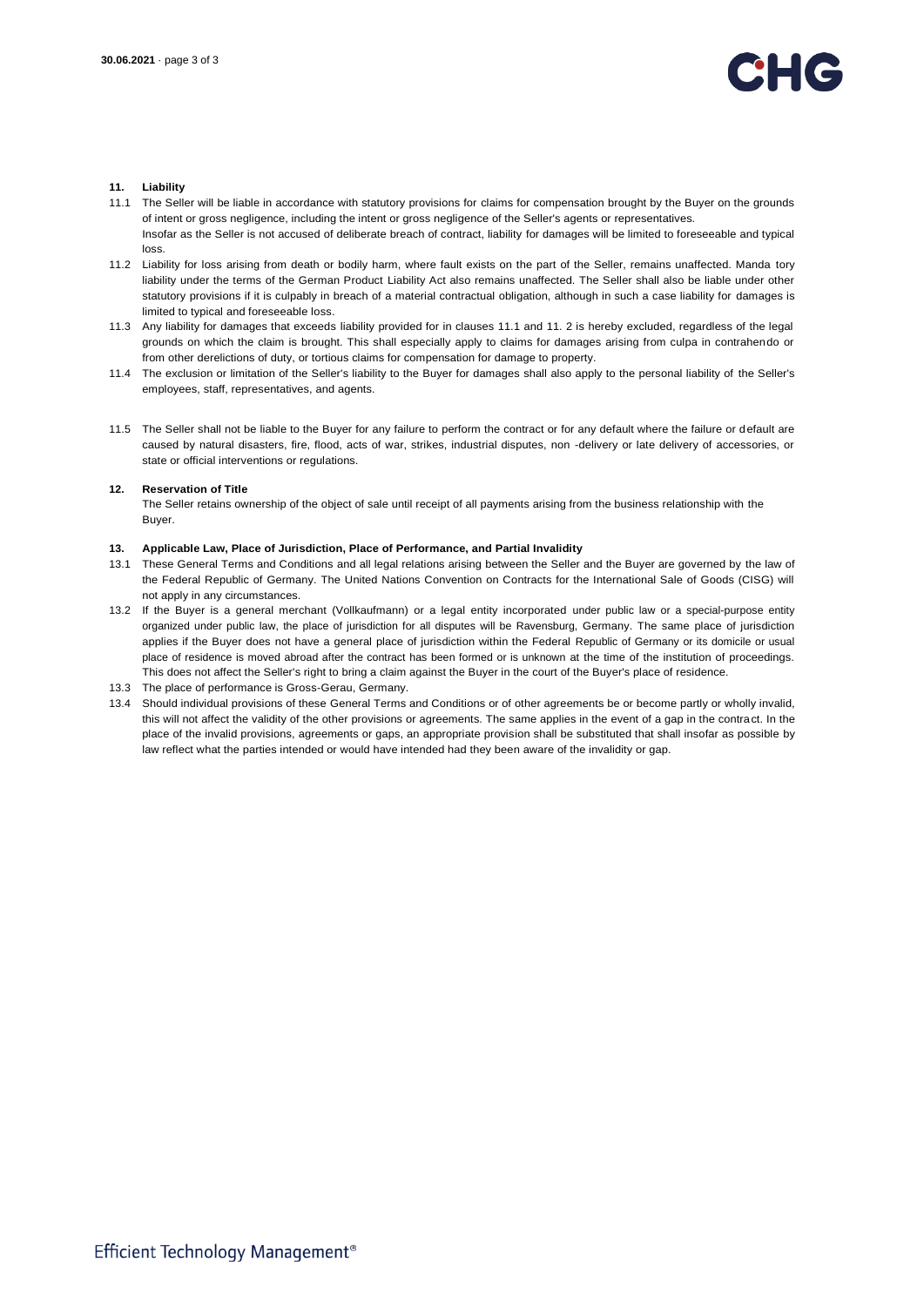## 11. Liability

11.1 The Seller will be liable in accordance with statutory provisions for claims for compensation brought by the Buyer on the grounds of intent or gross negligence, including the intent or gross negligence of the Seller's agents or representatives.
Insofar as the Seller is not accused of deliberate breach of contract, liability for damages will be limited to foreseeable and typical loss.

11.2 Liability for loss arising from death or bodily harm, where fault exists on the part of the Seller, remains unaffected. Manda tory liability under the terms of the German Product Liability Act also remains unaffected. The Seller shall also be liable under other statutory provisions if it is culpably in breach of a material contractual obligation, although in such a case liability for damages is limited to typical and foreseeable loss.

11.3 Any liability for damages that exceeds liability provided for in clauses 11.1 and 11. 2 is hereby excluded, regardless of the legal grounds on which the claim is brought. This shall especially apply to claims for damages arising from culpa in contrahendo or from other derelictions of duty, or tortious claims for compensation for damage to property.

11.4 The exclusion or limitation of the Seller's liability to the Buyer for damages shall also apply to the personal liability of the Seller's employees, staff, representatives, and agents.

11.5 The Seller shall not be liable to the Buyer for any failure to perform the contract or for any default where the failure or default are caused by natural disasters, fire, flood, acts of war, strikes, industrial disputes, non -delivery or late delivery of accessories, or state or official interventions or regulations.

## 12. Reservation of Title

The Seller retains ownership of the object of sale until receipt of all payments arising from the business relationship with the Buyer.

## 13. Applicable Law, Place of Jurisdiction, Place of Performance, and Partial Invalidity

13.1 These General Terms and Conditions and all legal relations arising between the Seller and the Buyer are governed by the law of the Federal Republic of Germany. The United Nations Convention on Contracts for the International Sale of Goods (CISG) will not apply in any circumstances.

13.2 If the Buyer is a general merchant (Vollkaufmann) or a legal entity incorporated under public law or a special-purpose entity organized under public law, the place of jurisdiction for all disputes will be Ravensburg, Germany. The same place of jurisdiction applies if the Buyer does not have a general place of jurisdiction within the Federal Republic of Germany or its domicile or usual place of residence is moved abroad after the contract has been formed or is unknown at the time of the institution of proceedings. This does not affect the Seller's right to bring a claim against the Buyer in the court of the Buyer's place of residence.

13.3 The place of performance is Gross-Gerau, Germany.

13.4 Should individual provisions of these General Terms and Conditions or of other agreements be or become partly or wholly invalid, this will not affect the validity of the other provisions or agreements. The same applies in the event of a gap in the contract. In the place of the invalid provisions, agreements or gaps, an appropriate provision shall be substituted that shall insofar as possible by law reflect what the parties intended or would have intended had they been aware of the invalidity or gap.